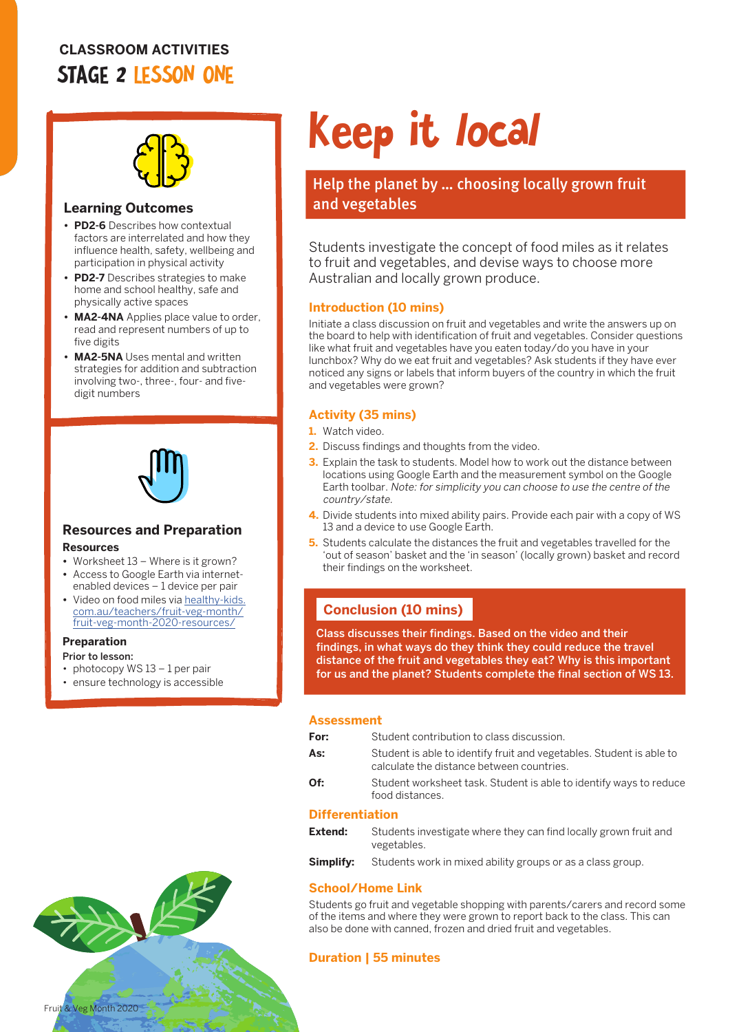CLASSROOM ACTIVITIES

**STAGE 2 LESSON ONE**

# Keep it *local*

## Help the planet by … choosing locally grown fruit and vegetables

Students investigate the concept of food miles as it relates to fruit and vegetables, and devise ways to choose more Australian and locally grown produce.

### Learning Outcomes

- **PD2-6** Describes how contextual factors are interrelated and how they influence health, safety, wellbeing and participation in physical activity
- **PD2-7** Describes strategies to make home and school healthy, safe and physically active spaces
- **MA2-4NA** Applies place value to order, read and represent numbers of up to five digits
- **MA2-5NA** Uses mental and written strategies for addition and subtraction involving two-, three-, four- and five-digit numbers

### Resources and Preparation

**Resources**

- Worksheet 13 – Where is it grown?
- Access to Google Earth via internet-enabled devices – 1 device per pair
- Video on food miles via healthy-kids.com.au/teachers/fruit-veg-month/fruit-veg-month-2020-resources/

**Preparation**

Prior to lesson:

- photocopy WS 13 – 1 per pair
- ensure technology is accessible

### Introduction (10 mins)

Initiate a class discussion on fruit and vegetables and write the answers up on the board to help with identification of fruit and vegetables. Consider questions like what fruit and vegetables have you eaten today/do you have in your lunchbox? Why do we eat fruit and vegetables? Ask students if they have ever noticed any signs or labels that inform buyers of the country in which the fruit and vegetables were grown?

### Activity (35 mins)

1. Watch video.
2. Discuss findings and thoughts from the video.
3. Explain the task to students. Model how to work out the distance between locations using Google Earth and the measurement symbol on the Google Earth toolbar. *Note: for simplicity you can choose to use the centre of the country/state.*
4. Divide students into mixed ability pairs. Provide each pair with a copy of WS 13 and a device to use Google Earth.
5. Students calculate the distances the fruit and vegetables travelled for the 'out of season' basket and the 'in season' (locally grown) basket and record their findings on the worksheet.

### Conclusion (10 mins)

**Class discusses their findings. Based on the video and their findings, in what ways do they think they could reduce the travel distance of the fruit and vegetables they eat? Why is this important for us and the planet? Students complete the final section of WS 13.**

### Assessment

| | |
|---|---|
| **For:** | Student contribution to class discussion. |
| **As:** | Student is able to identify fruit and vegetables. Student is able to calculate the distance between countries. |
| **Of:** | Student worksheet task. Student is able to identify ways to reduce food distances. |

### Differentiation

| | |
|---|---|
| **Extend:** | Students investigate where they can find locally grown fruit and vegetables. |
| **Simplify:** | Students work in mixed ability groups or as a class group. |

### School/Home Link

Students go fruit and vegetable shopping with parents/carers and record some of the items and where they were grown to report back to the class. This can also be done with canned, frozen and dried fruit and vegetables.

### Duration | 55 minutes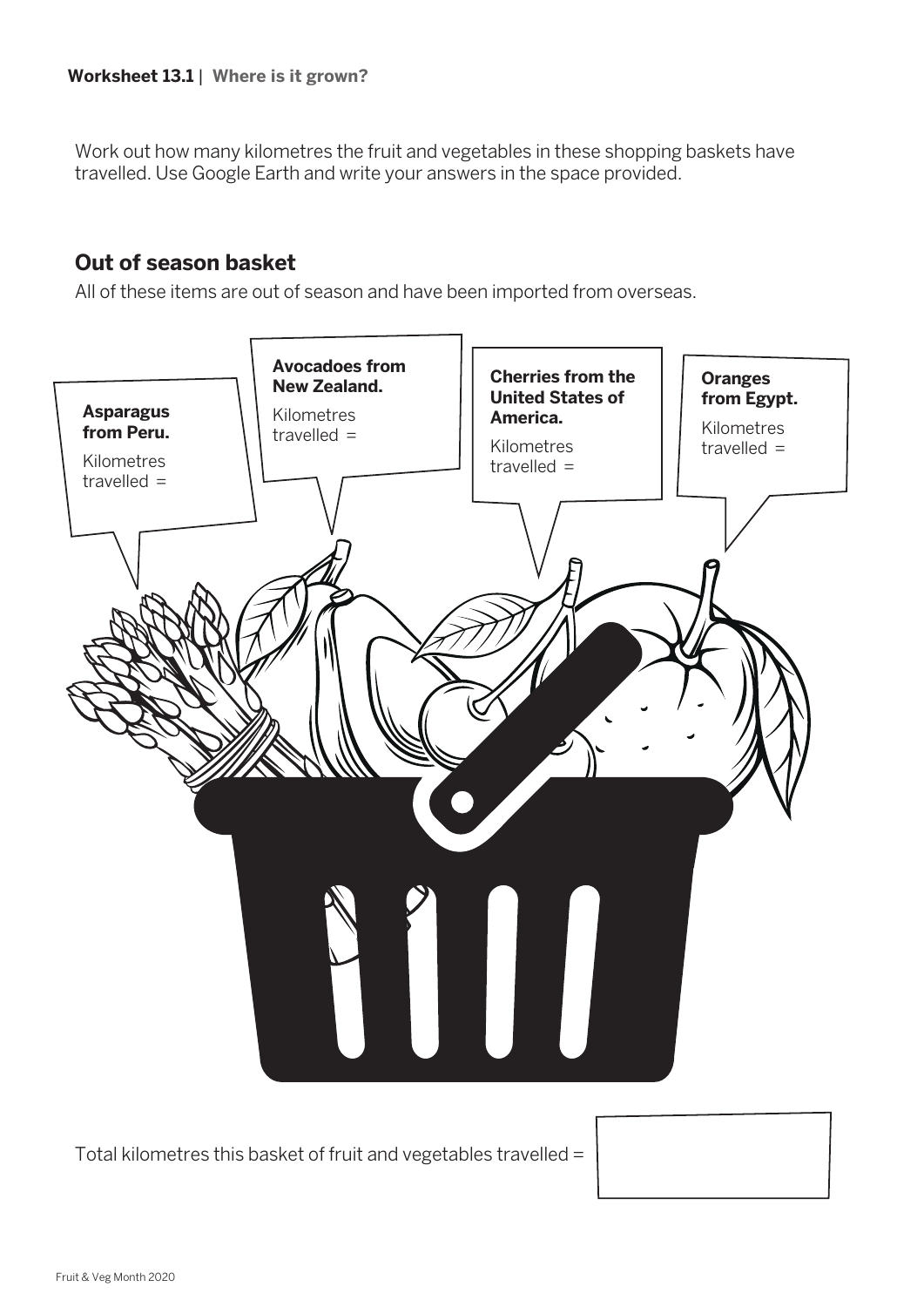**Worksheet 13.1** | **Where is it grown?**

Work out how many kilometres the fruit and vegetables in these shopping baskets have travelled. Use Google Earth and write your answers in the space provided.

## Out of season basket

All of these items are out of season and have been imported from overseas.

**Asparagus from Peru.**
Kilometres travelled =

**Avocadoes from New Zealand.**
Kilometres travelled =

**Cherries from the United States of America.**
Kilometres travelled =

**Oranges from Egypt.**
Kilometres travelled =

Total kilometres this basket of fruit and vegetables travelled =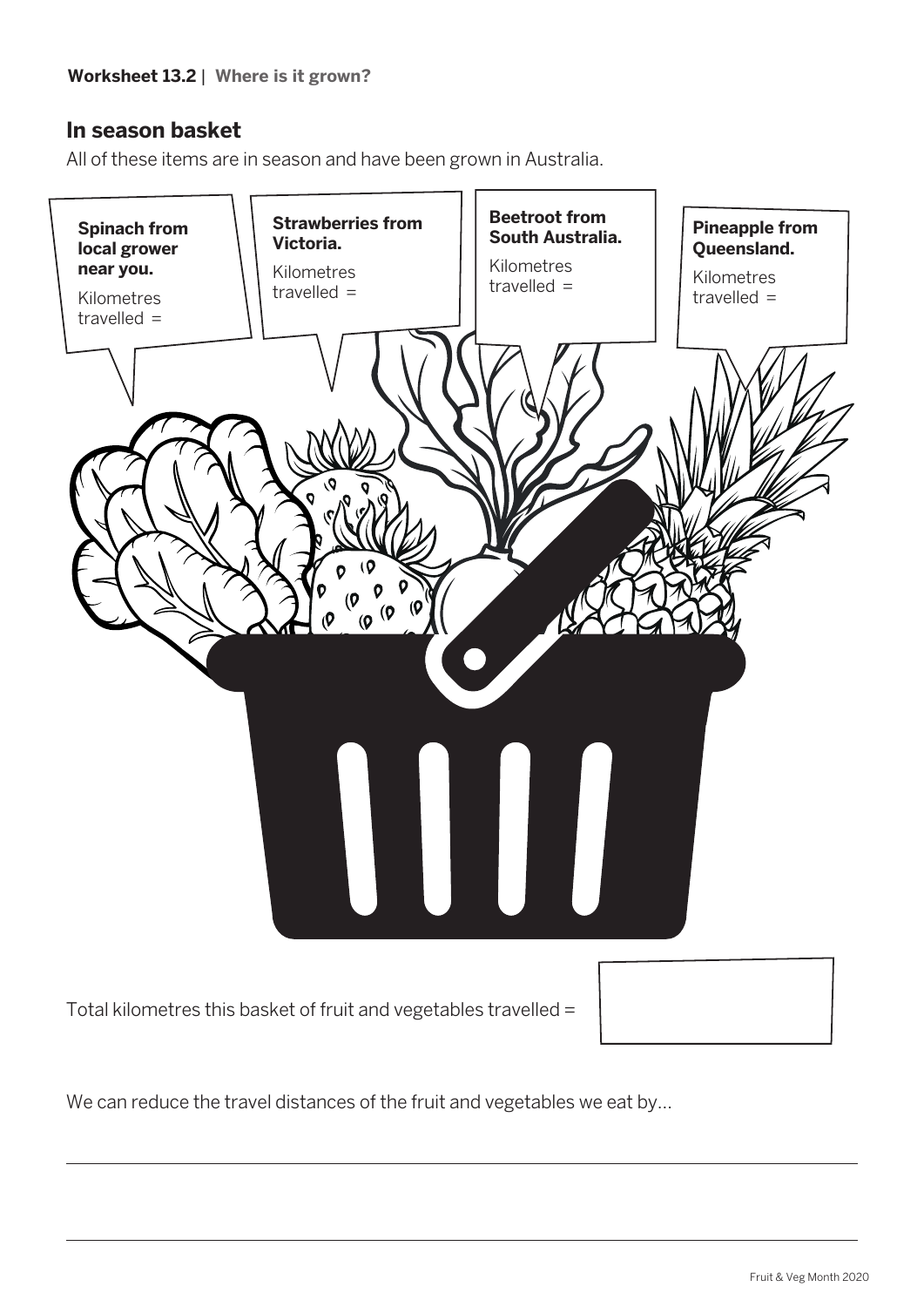**Worksheet 13.2** | **Where is it grown?**

## In season basket

All of these items are in season and have been grown in Australia.

**Spinach from local grower near you.**

Kilometres travelled =

**Strawberries from Victoria.**

Kilometres travelled =

**Beetroot from South Australia.**

Kilometres travelled =

**Pineapple from Queensland.**

Kilometres travelled =

Total kilometres this basket of fruit and vegetables travelled =

We can reduce the travel distances of the fruit and vegetables we eat by…